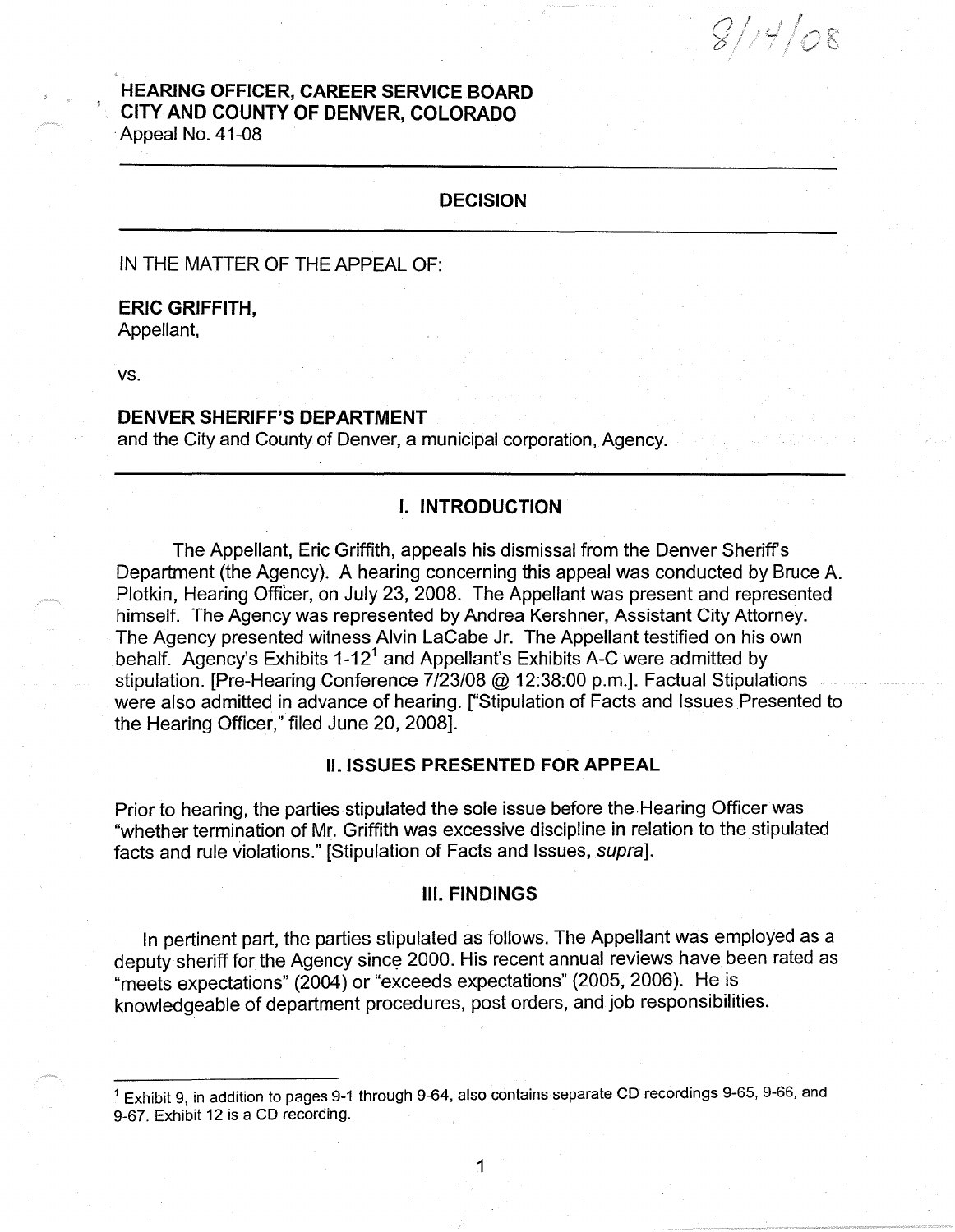8/14/08

**HEARING OFFICER, CAREER SERVICE BOARD**
**CITY AND COUNTY OF DENVER, COLORADO**
Appeal No. 41-08

---

## DECISION

---

IN THE MATTER OF THE APPEAL OF:

**ERIC GRIFFITH,**
Appellant,

vs.

**DENVER SHERIFF'S DEPARTMENT**
and the City and County of Denver, a municipal corporation, Agency.

---

## I. INTRODUCTION

The Appellant, Eric Griffith, appeals his dismissal from the Denver Sheriff's Department (the Agency). A hearing concerning this appeal was conducted by Bruce A. Plotkin, Hearing Officer, on July 23, 2008. The Appellant was present and represented himself. The Agency was represented by Andrea Kershner, Assistant City Attorney. The Agency presented witness Alvin LaCabe Jr. The Appellant testified on his own behalf. Agency's Exhibits 1-12[1] and Appellant's Exhibits A-C were admitted by stipulation. [Pre-Hearing Conference 7/23/08 @ 12:38:00 p.m.]. Factual Stipulations were also admitted in advance of hearing. ["Stipulation of Facts and Issues Presented to the Hearing Officer," filed June 20, 2008].

## II. ISSUES PRESENTED FOR APPEAL

Prior to hearing, the parties stipulated the sole issue before the Hearing Officer was "whether termination of Mr. Griffith was excessive discipline in relation to the stipulated facts and rule violations." [Stipulation of Facts and Issues, *supra*].

## III. FINDINGS

In pertinent part, the parties stipulated as follows. The Appellant was employed as a deputy sheriff for the Agency since 2000. His recent annual reviews have been rated as "meets expectations" (2004) or "exceeds expectations" (2005, 2006). He is knowledgeable of department procedures, post orders, and job responsibilities.

---

[1] Exhibit 9, in addition to pages 9-1 through 9-64, also contains separate CD recordings 9-65, 9-66, and 9-67. Exhibit 12 is a CD recording.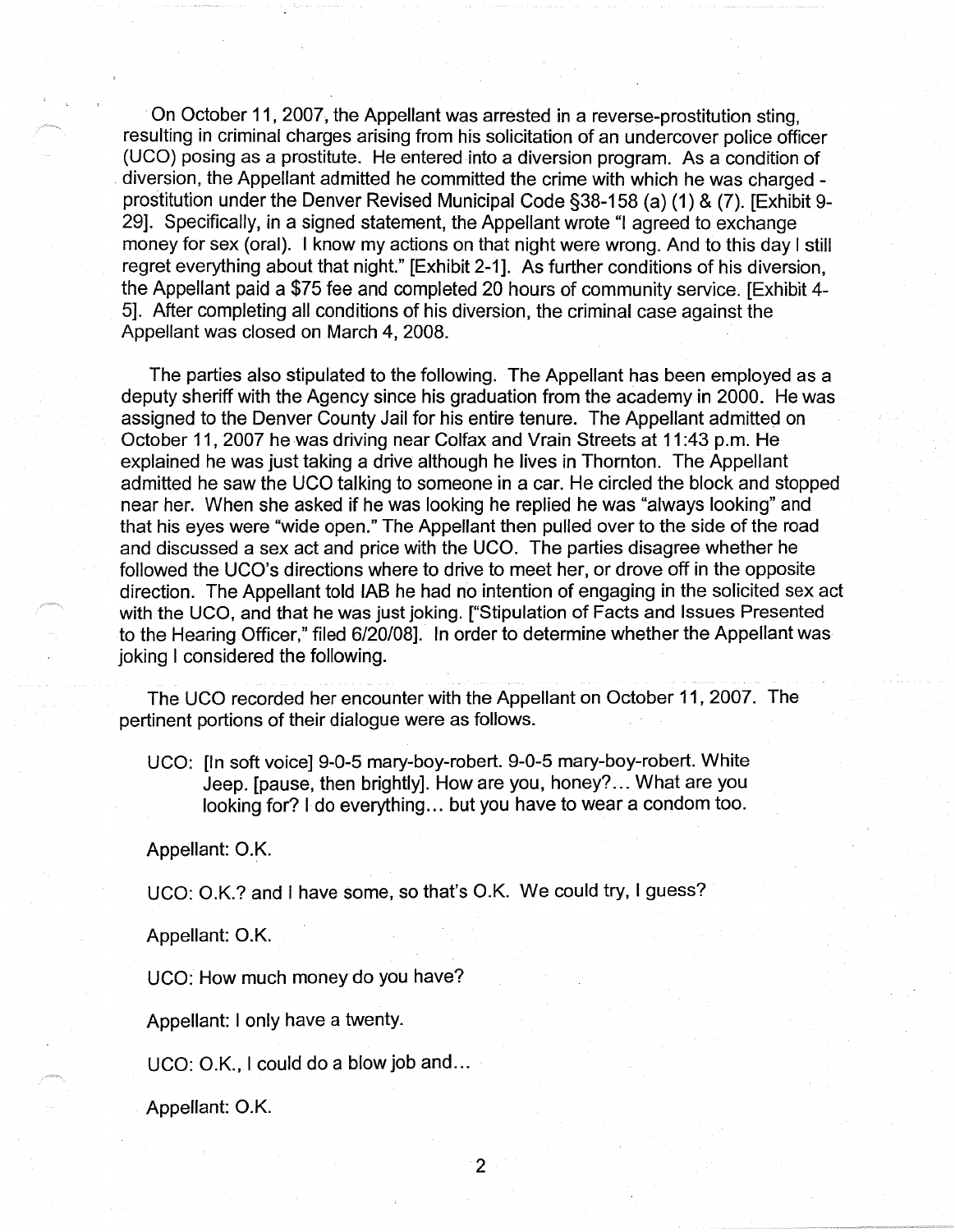On October 11, 2007, the Appellant was arrested in a reverse-prostitution sting, resulting in criminal charges arising from his solicitation of an undercover police officer (UCO) posing as a prostitute. He entered into a diversion program. As a condition of diversion, the Appellant admitted he committed the crime with which he was charged - prostitution under the Denver Revised Municipal Code §38-158 (a) (1) & (7). [Exhibit 9-29]. Specifically, in a signed statement, the Appellant wrote "I agreed to exchange money for sex (oral). I know my actions on that night were wrong. And to this day I still regret everything about that night." [Exhibit 2-1]. As further conditions of his diversion, the Appellant paid a $75 fee and completed 20 hours of community service. [Exhibit 4-5]. After completing all conditions of his diversion, the criminal case against the Appellant was closed on March 4, 2008.

The parties also stipulated to the following. The Appellant has been employed as a deputy sheriff with the Agency since his graduation from the academy in 2000. He was assigned to the Denver County Jail for his entire tenure. The Appellant admitted on October 11, 2007 he was driving near Colfax and Vrain Streets at 11:43 p.m. He explained he was just taking a drive although he lives in Thornton. The Appellant admitted he saw the UCO talking to someone in a car. He circled the block and stopped near her. When she asked if he was looking he replied he was "always looking" and that his eyes were "wide open." The Appellant then pulled over to the side of the road and discussed a sex act and price with the UCO. The parties disagree whether he followed the UCO's directions where to drive to meet her, or drove off in the opposite direction. The Appellant told IAB he had no intention of engaging in the solicited sex act with the UCO, and that he was just joking. ["Stipulation of Facts and Issues Presented to the Hearing Officer," filed 6/20/08]. In order to determine whether the Appellant was joking I considered the following.

The UCO recorded her encounter with the Appellant on October 11, 2007. The pertinent portions of their dialogue were as follows.

> UCO: [In soft voice] 9-0-5 mary-boy-robert. 9-0-5 mary-boy-robert. White Jeep. [pause, then brightly]. How are you, honey?... What are you looking for? I do everything... but you have to wear a condom too.
>
> Appellant: O.K.
>
> UCO: O.K.? and I have some, so that's O.K. We could try, I guess?
>
> Appellant: O.K.
>
> UCO: How much money do you have?
>
> Appellant: I only have a twenty.
>
> UCO: O.K., I could do a blow job and...
>
> Appellant: O.K.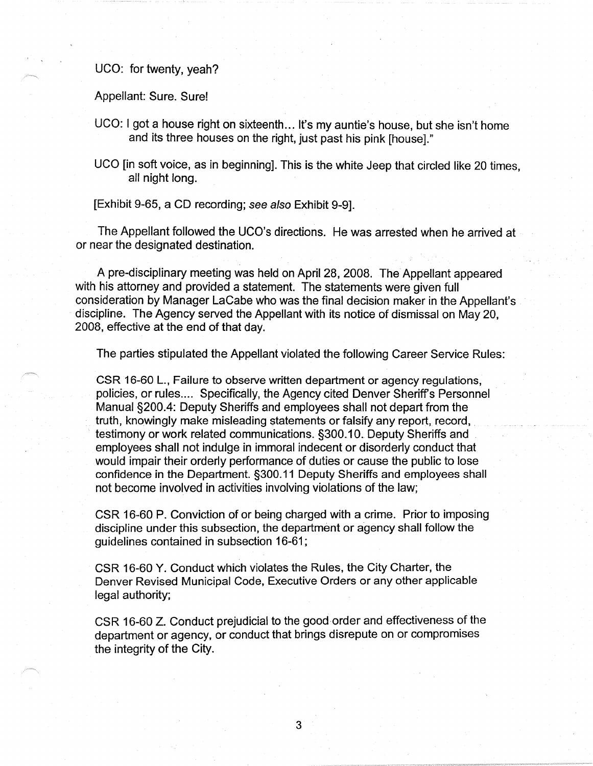UCO: for twenty, yeah?

Appellant: Sure. Sure!

UCO: I got a house right on sixteenth… It's my auntie's house, but she isn't home and its three houses on the right, just past his pink [house]."

UCO [in soft voice, as in beginning]. This is the white Jeep that circled like 20 times, all night long.

[Exhibit 9-65, a CD recording; *see also* Exhibit 9-9].

The Appellant followed the UCO's directions. He was arrested when he arrived at or near the designated destination.

A pre-disciplinary meeting was held on April 28, 2008. The Appellant appeared with his attorney and provided a statement. The statements were given full consideration by Manager LaCabe who was the final decision maker in the Appellant's discipline. The Agency served the Appellant with its notice of dismissal on May 20, 2008, effective at the end of that day.

The parties stipulated the Appellant violated the following Career Service Rules:

CSR 16-60 L., Failure to observe written department or agency regulations, policies, or rules.... Specifically, the Agency cited Denver Sheriff's Personnel Manual §200.4: Deputy Sheriffs and employees shall not depart from the truth, knowingly make misleading statements or falsify any report, record, testimony or work related communications. §300.10. Deputy Sheriffs and employees shall not indulge in immoral indecent or disorderly conduct that would impair their orderly performance of duties or cause the public to lose confidence in the Department. §300.11 Deputy Sheriffs and employees shall not become involved in activities involving violations of the law;

CSR 16-60 P. Conviction of or being charged with a crime. Prior to imposing discipline under this subsection, the department or agency shall follow the guidelines contained in subsection 16-61;

CSR 16-60 Y. Conduct which violates the Rules, the City Charter, the Denver Revised Municipal Code, Executive Orders or any other applicable legal authority;

CSR 16-60 Z. Conduct prejudicial to the good order and effectiveness of the department or agency, or conduct that brings disrepute on or compromises the integrity of the City.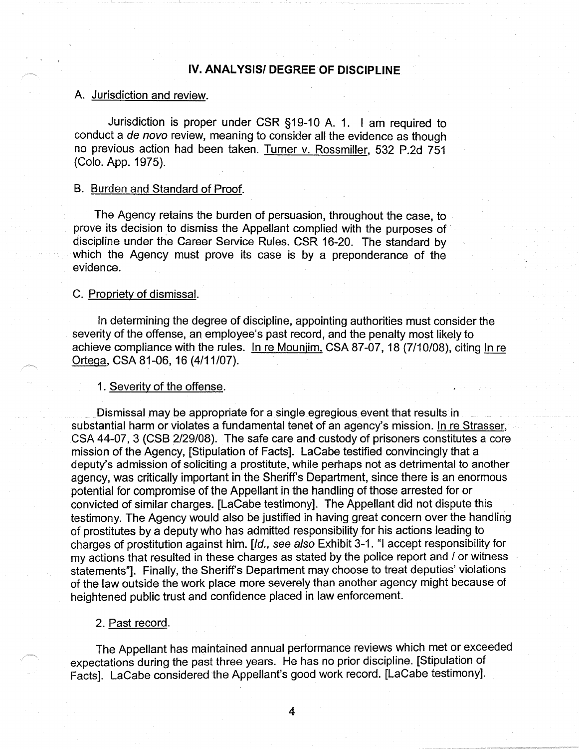## IV. ANALYSIS/ DEGREE OF DISCIPLINE

### A. Jurisdiction and review.

Jurisdiction is proper under CSR §19-10 A. 1. I am required to conduct a *de novo* review, meaning to consider all the evidence as though no previous action had been taken. Turner v. Rossmiller, 532 P.2d 751 (Colo. App. 1975).

### B. Burden and Standard of Proof.

The Agency retains the burden of persuasion, throughout the case, to prove its decision to dismiss the Appellant complied with the purposes of discipline under the Career Service Rules. CSR 16-20. The standard by which the Agency must prove its case is by a preponderance of the evidence.

### C. Propriety of dismissal.

In determining the degree of discipline, appointing authorities must consider the severity of the offense, an employee's past record, and the penalty most likely to achieve compliance with the rules. In re Mounjim, CSA 87-07, 18 (7/10/08), citing In re Ortega, CSA 81-06, 16 (4/11/07).

#### 1. Severity of the offense.

Dismissal may be appropriate for a single egregious event that results in substantial harm or violates a fundamental tenet of an agency's mission. In re Strasser, CSA 44-07, 3 (CSB 2/29/08). The safe care and custody of prisoners constitutes a core mission of the Agency, [Stipulation of Facts]. LaCabe testified convincingly that a deputy's admission of soliciting a prostitute, while perhaps not as detrimental to another agency, was critically important in the Sheriff's Department, since there is an enormous potential for compromise of the Appellant in the handling of those arrested for or convicted of similar charges. [LaCabe testimony]. The Appellant did not dispute this testimony. The Agency would also be justified in having great concern over the handling of prostitutes by a deputy who has admitted responsibility for his actions leading to charges of prostitution against him. [*Id., see also* Exhibit 3-1. "I accept responsibility for my actions that resulted in these charges as stated by the police report and / or witness statements"]. Finally, the Sheriff's Department may choose to treat deputies' violations of the law outside the work place more severely than another agency might because of heightened public trust and confidence placed in law enforcement.

#### 2. Past record.

The Appellant has maintained annual performance reviews which met or exceeded expectations during the past three years. He has no prior discipline. [Stipulation of Facts]. LaCabe considered the Appellant's good work record. [LaCabe testimony].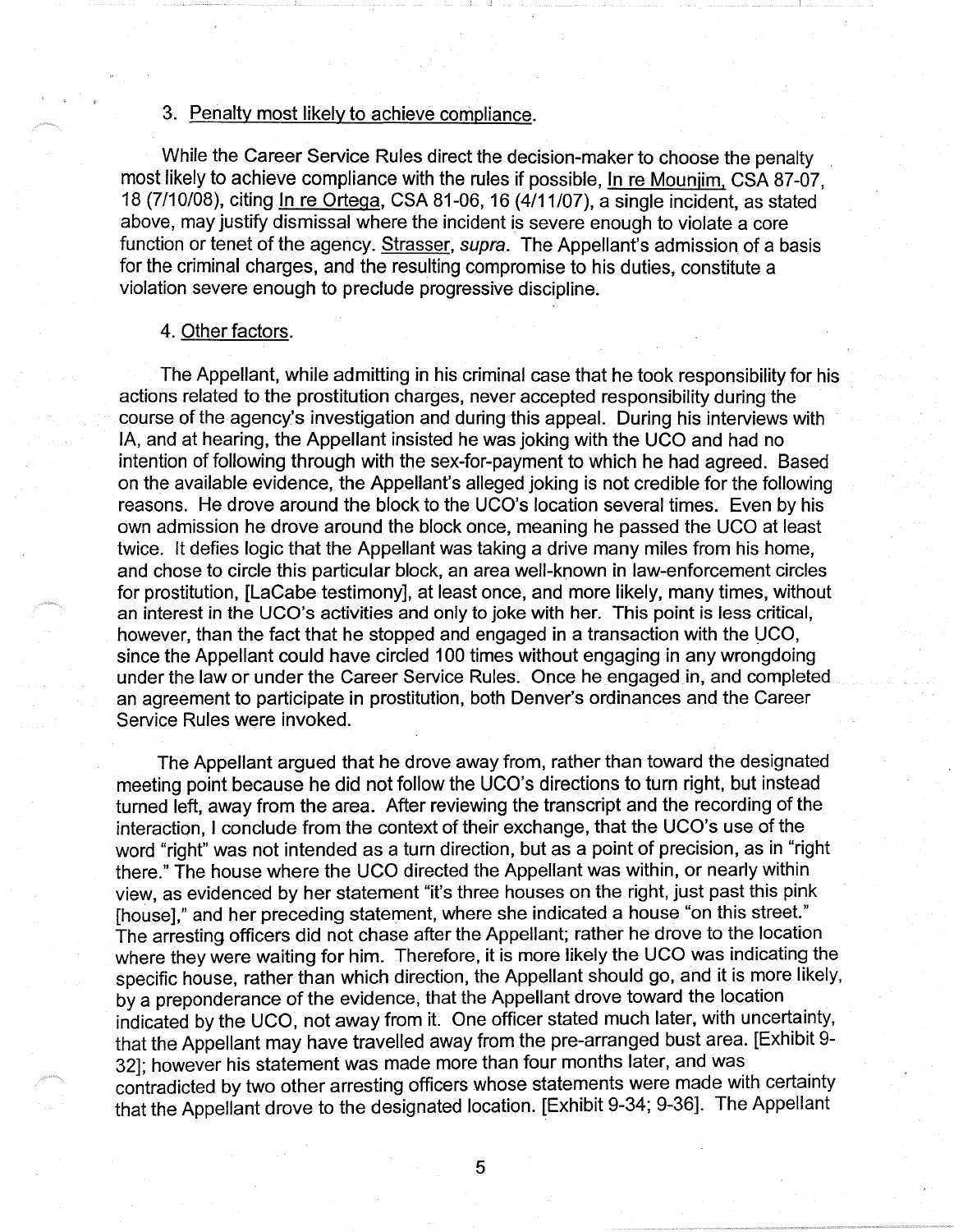3. Penalty most likely to achieve compliance.

While the Career Service Rules direct the decision-maker to choose the penalty most likely to achieve compliance with the rules if possible, In re Mounjim, CSA 87-07, 18 (7/10/08), citing In re Ortega, CSA 81-06, 16 (4/11/07), a single incident, as stated above, may justify dismissal where the incident is severe enough to violate a core function or tenet of the agency. Strasser, *supra*. The Appellant's admission of a basis for the criminal charges, and the resulting compromise to his duties, constitute a violation severe enough to preclude progressive discipline.

4. Other factors.

The Appellant, while admitting in his criminal case that he took responsibility for his actions related to the prostitution charges, never accepted responsibility during the course of the agency's investigation and during this appeal. During his interviews with IA, and at hearing, the Appellant insisted he was joking with the UCO and had no intention of following through with the sex-for-payment to which he had agreed. Based on the available evidence, the Appellant's alleged joking is not credible for the following reasons. He drove around the block to the UCO's location several times. Even by his own admission he drove around the block once, meaning he passed the UCO at least twice. It defies logic that the Appellant was taking a drive many miles from his home, and chose to circle this particular block, an area well-known in law-enforcement circles for prostitution, [LaCabe testimony], at least once, and more likely, many times, without an interest in the UCO's activities and only to joke with her. This point is less critical, however, than the fact that he stopped and engaged in a transaction with the UCO, since the Appellant could have circled 100 times without engaging in any wrongdoing under the law or under the Career Service Rules. Once he engaged in, and completed an agreement to participate in prostitution, both Denver's ordinances and the Career Service Rules were invoked.

The Appellant argued that he drove away from, rather than toward the designated meeting point because he did not follow the UCO's directions to turn right, but instead turned left, away from the area. After reviewing the transcript and the recording of the interaction, I conclude from the context of their exchange, that the UCO's use of the word "right" was not intended as a turn direction, but as a point of precision, as in "right there." The house where the UCO directed the Appellant was within, or nearly within view, as evidenced by her statement "it's three houses on the right, just past this pink [house]," and her preceding statement, where she indicated a house "on this street." The arresting officers did not chase after the Appellant; rather he drove to the location where they were waiting for him. Therefore, it is more likely the UCO was indicating the specific house, rather than which direction, the Appellant should go, and it is more likely, by a preponderance of the evidence, that the Appellant drove toward the location indicated by the UCO, not away from it. One officer stated much later, with uncertainty, that the Appellant may have travelled away from the pre-arranged bust area. [Exhibit 9-32]; however his statement was made more than four months later, and was contradicted by two other arresting officers whose statements were made with certainty that the Appellant drove to the designated location. [Exhibit 9-34; 9-36]. The Appellant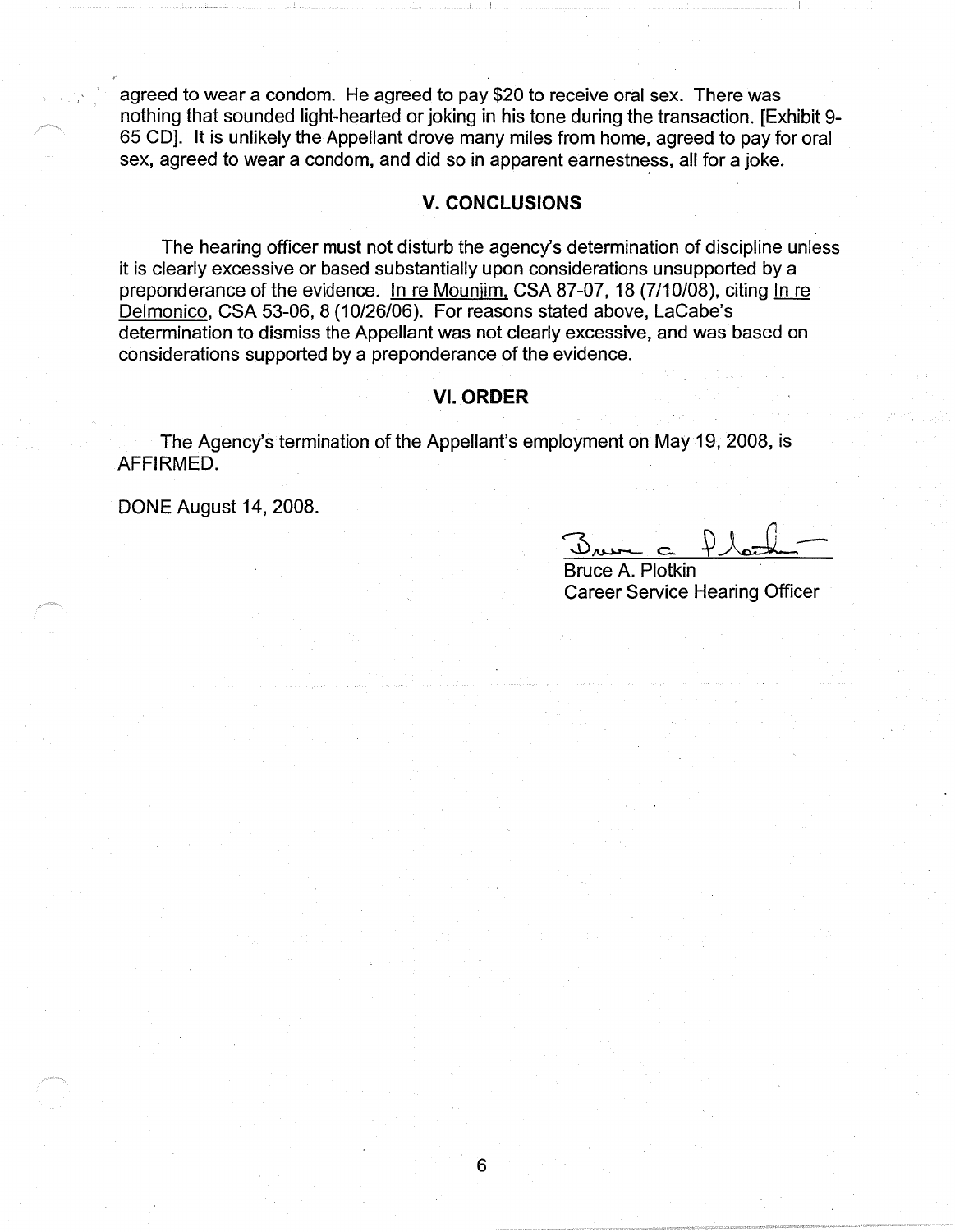agreed to wear a condom. He agreed to pay $20 to receive oral sex. There was nothing that sounded light-hearted or joking in his tone during the transaction. [Exhibit 9-65 CD]. It is unlikely the Appellant drove many miles from home, agreed to pay for oral sex, agreed to wear a condom, and did so in apparent earnestness, all for a joke.

## V. CONCLUSIONS

The hearing officer must not disturb the agency's determination of discipline unless it is clearly excessive or based substantially upon considerations unsupported by a preponderance of the evidence. In re Mounjim, CSA 87-07, 18 (7/10/08), citing In re Delmonico, CSA 53-06, 8 (10/26/06). For reasons stated above, LaCabe's determination to dismiss the Appellant was not clearly excessive, and was based on considerations supported by a preponderance of the evidence.

## VI. ORDER

The Agency's termination of the Appellant's employment on May 19, 2008, is AFFIRMED.

DONE August 14, 2008.

Bruce A. Plotkin
Career Service Hearing Officer